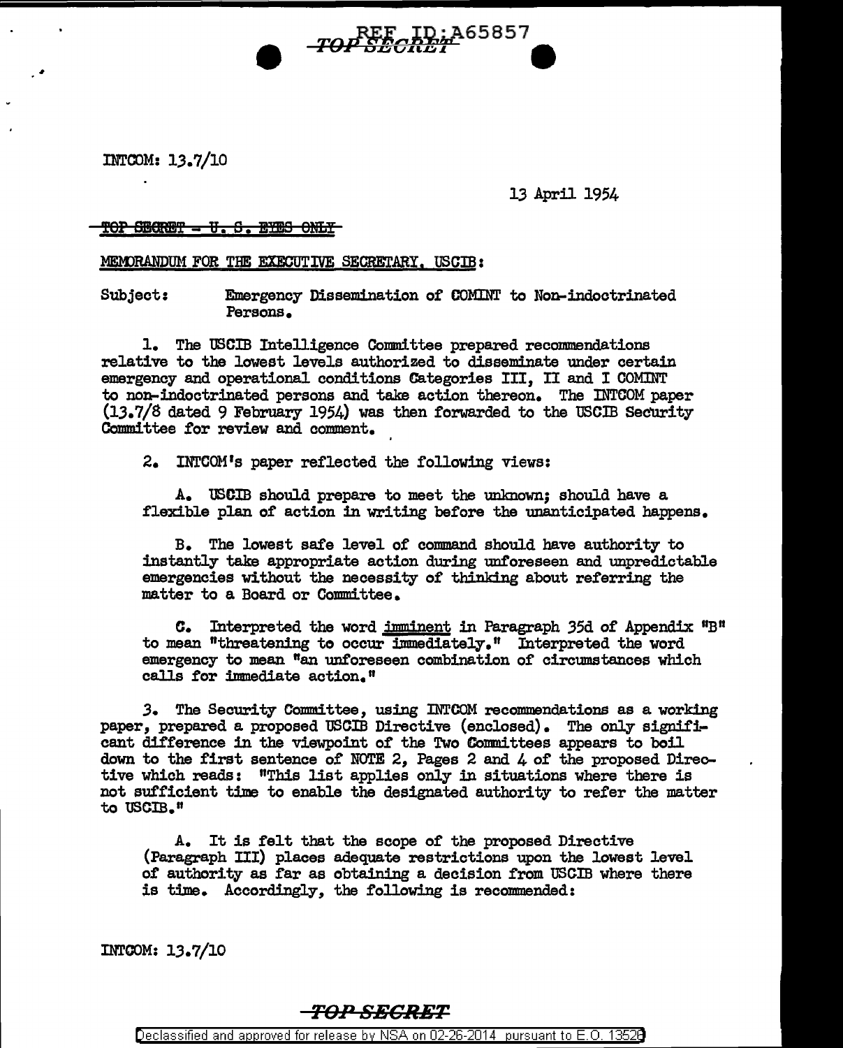INTCOM: 13.7/10

13 April 1954

~~TOP SECRET - U. S. EYES ONLY~~

MEMORANDUM FOR THE EXECUTIVE SECRETARY, USCIB:

Subject: Emergency Dissemination of COMINT to Non-indoctrinated Persons.

1. The USCIB Intelligence Committee prepared recommendations relative to the lowest levels authorized to disseminate under certain emergency and operational conditions Categories III, II and I COMINT to non-indoctrinated persons and take action thereon. The INTCOM paper (13.7/8 dated 9 February 1954) was then forwarded to the USCIB Security Committee for review and comment.

2. INTCOM's paper reflected the following views:

A. USCIB should prepare to meet the unknown; should have a flexible plan of action in writing before the unanticipated happens.

B. The lowest safe level of command should have authority to instantly take appropriate action during unforeseen and unpredictable emergencies without the necessity of thinking about referring the matter to a Board or Committee.

C. Interpreted the word imminent in Paragraph 35d of Appendix "B" to mean "threatening to occur immediately." Interpreted the word emergency to mean "an unforeseen combination of circumstances which calls for immediate action."

3. The Security Committee, using INTCOM recommendations as a working paper, prepared a proposed USCIB Directive (enclosed). The only significant difference in the viewpoint of the Two Committees appears to boil down to the first sentence of NOTE 2, Pages 2 and 4 of the proposed Directive which reads: "This list applies only in situations where there is not sufficient time to enable the designated authority to refer the matter to USCIB."

A. It is felt that the scope of the proposed Directive (Paragraph III) places adequate restrictions upon the lowest level of authority as far as obtaining a decision from USCIB where there is time. Accordingly, the following is recommended:

INTCOM: 13.7/10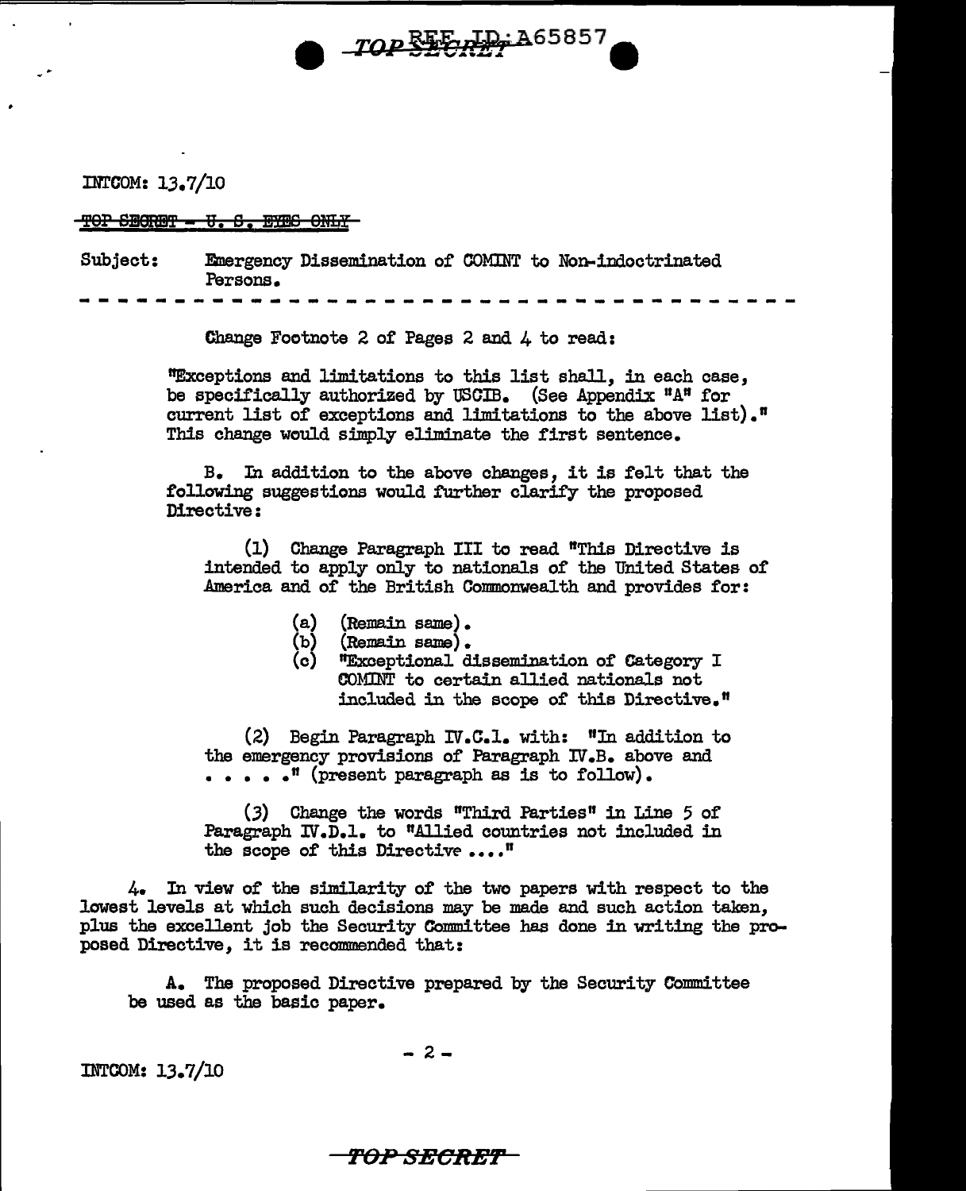INTCOM: 13.7/10

~~TOP SECRET - U. S. EYES ONLY~~

Subject: Emergency Dissemination of COMINT to Non-indoctrinated Persons.

- - - - - - - - - - - - - - - - - - - - - - - - - - - - - - - - - - -

Change Footnote 2 of Pages 2 and 4 to read:

"Exceptions and limitations to this list shall, in each case, be specifically authorized by USCIB. (See Appendix "A" for current list of exceptions and limitations to the above list)." This change would simply eliminate the first sentence.

B. In addition to the above changes, it is felt that the following suggestions would further clarify the proposed Directive:

(1) Change Paragraph III to read "This Directive is intended to apply only to nationals of the United States of America and of the British Commonwealth and provides for:

(a) (Remain same).
(b) (Remain same).
(c) "Exceptional dissemination of Category I COMINT to certain allied nationals not included in the scope of this Directive."

(2) Begin Paragraph IV.C.1. with: "In addition to the emergency provisions of Paragraph IV.B. above and . . . . ." (present paragraph as is to follow).

(3) Change the words "Third Parties" in Line 5 of Paragraph IV.D.1. to "Allied countries not included in the scope of this Directive ...."

4. In view of the similarity of the two papers with respect to the lowest levels at which such decisions may be made and such action taken, plus the excellent job the Security Committee has done in writing the proposed Directive, it is recommended that:

A. The proposed Directive prepared by the Security Committee be used as the basic paper.

INTCOM: 13.7/10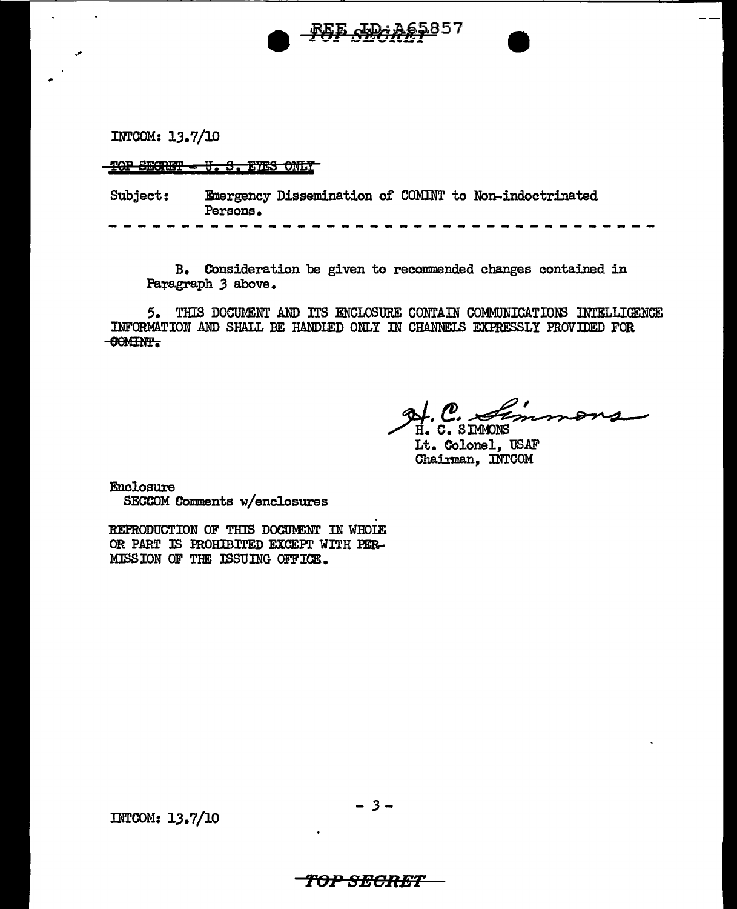INTCOM: 13.7/10

~~TOP SECRET - U. S. EYES ONLY~~

Subject: Emergency Dissemination of COMINT to Non-indoctrinated Persons.

- - - - - - - - - - - - - - - - - - - - - - - - - - - - - - - - - - - - - - -

B. Consideration be given to recommended changes contained in Paragraph 3 above.

5. THIS DOCUMENT AND ITS ENCLOSURE CONTAIN COMMUNICATIONS INTELLIGENCE INFORMATION AND SHALL BE HANDLED ONLY IN CHANNELS EXPRESSLY PROVIDED FOR ~~COMINT.~~

H. C. Simmons
H. C. SIMMONS
Lt. Colonel, USAF
Chairman, INTCOM

Enclosure
SECCOM Comments w/enclosures

REPRODUCTION OF THIS DOCUMENT IN WHOLE OR PART IS PROHIBITED EXCEPT WITH PERMISSION OF THE ISSUING OFFICE.

INTCOM: 13.7/10